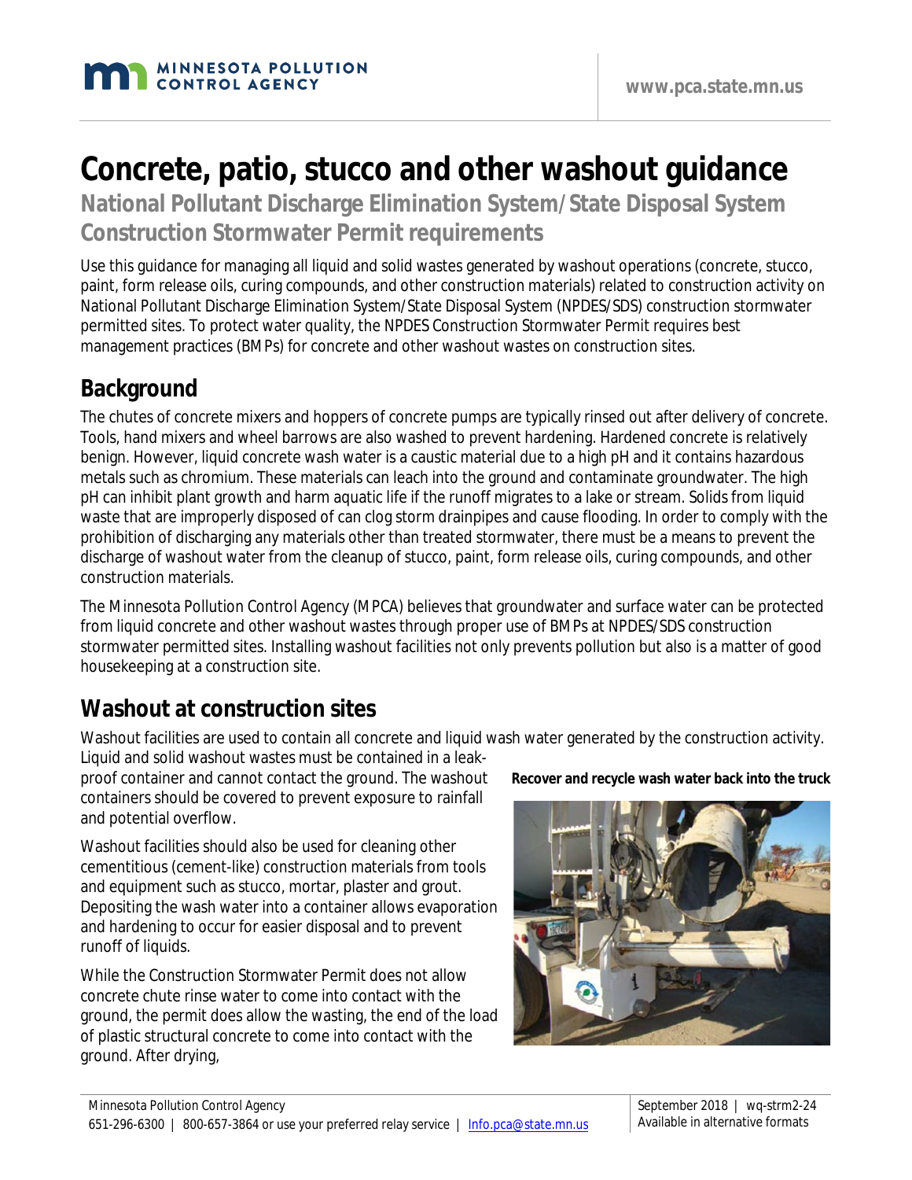# Concrete, patio, stucco and other washout guidance

## National Pollutant Discharge Elimination System/State Disposal System Construction Stormwater Permit requirements

Use this guidance for managing all liquid and solid wastes generated by washout operations (concrete, stucco, paint, form release oils, curing compounds, and other construction materials) related to construction activity on National Pollutant Discharge Elimination System/State Disposal System (NPDES/SDS) construction stormwater permitted sites. To protect water quality, the NPDES Construction Stormwater Permit requires best management practices (BMPs) for concrete and other washout wastes on construction sites.

## Background

The chutes of concrete mixers and hoppers of concrete pumps are typically rinsed out after delivery of concrete. Tools, hand mixers and wheel barrows are also washed to prevent hardening. Hardened concrete is relatively benign. However, liquid concrete wash water is a caustic material due to a high pH and it contains hazardous metals such as chromium. These materials can leach into the ground and contaminate groundwater. The high pH can inhibit plant growth and harm aquatic life if the runoff migrates to a lake or stream. Solids from liquid waste that are improperly disposed of can clog storm drainpipes and cause flooding. In order to comply with the prohibition of discharging any materials other than treated stormwater, there must be a means to prevent the discharge of washout water from the cleanup of stucco, paint, form release oils, curing compounds, and other construction materials.

The Minnesota Pollution Control Agency (MPCA) believes that groundwater and surface water can be protected from liquid concrete and other washout wastes through proper use of BMPs at NPDES/SDS construction stormwater permitted sites. Installing washout facilities not only prevents pollution but also is a matter of good housekeeping at a construction site.

## Washout at construction sites

Washout facilities are used to contain all concrete and liquid wash water generated by the construction activity. Liquid and solid washout wastes must be contained in a leak-proof container and cannot contact the ground. The washout containers should be covered to prevent exposure to rainfall and potential overflow.

**Recover and recycle wash water back into the truck**

Washout facilities should also be used for cleaning other cementitious (cement-like) construction materials from tools and equipment such as stucco, mortar, plaster and grout. Depositing the wash water into a container allows evaporation and hardening to occur for easier disposal and to prevent runoff of liquids.

While the Construction Stormwater Permit does not allow concrete chute rinse water to come into contact with the ground, the permit does allow the wasting, the end of the load of plastic structural concrete to come into contact with the ground. After drying,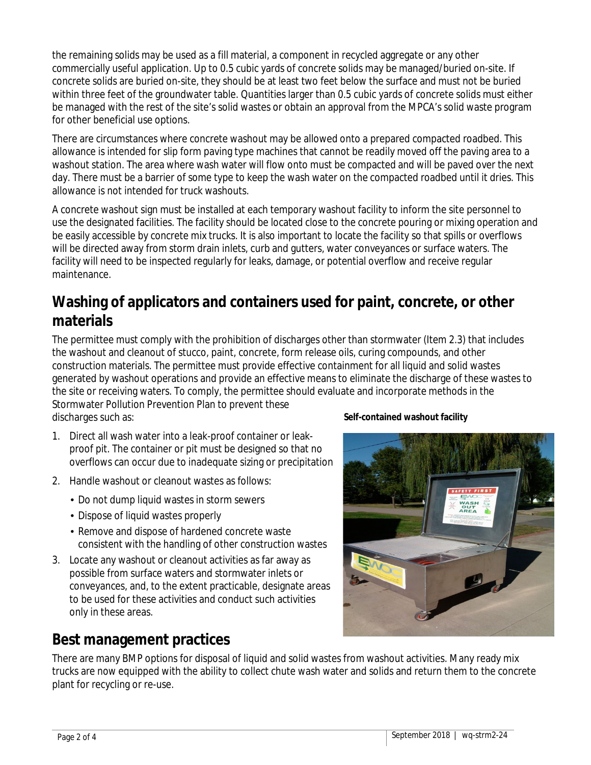the remaining solids may be used as a fill material, a component in recycled aggregate or any other commercially useful application. Up to 0.5 cubic yards of concrete solids may be managed/buried on-site. If concrete solids are buried on-site, they should be at least two feet below the surface and must not be buried within three feet of the groundwater table. Quantities larger than 0.5 cubic yards of concrete solids must either be managed with the rest of the site's solid wastes or obtain an approval from the MPCA's solid waste program for other beneficial use options.

There are circumstances where concrete washout may be allowed onto a prepared compacted roadbed. This allowance is intended for slip form paving type machines that cannot be readily moved off the paving area to a washout station. The area where wash water will flow onto must be compacted and will be paved over the next day. There must be a barrier of some type to keep the wash water on the compacted roadbed until it dries. This allowance is not intended for truck washouts.

A concrete washout sign must be installed at each temporary washout facility to inform the site personnel to use the designated facilities. The facility should be located close to the concrete pouring or mixing operation and be easily accessible by concrete mix trucks. It is also important to locate the facility so that spills or overflows will be directed away from storm drain inlets, curb and gutters, water conveyances or surface waters. The facility will need to be inspected regularly for leaks, damage, or potential overflow and receive regular maintenance.

## Washing of applicators and containers used for paint, concrete, or other materials

The permittee must comply with the prohibition of discharges other than stormwater (Item 2.3) that includes the washout and cleanout of stucco, paint, concrete, form release oils, curing compounds, and other construction materials. The permittee must provide effective containment for all liquid and solid wastes generated by washout operations and provide an effective means to eliminate the discharge of these wastes to the site or receiving waters. To comply, the permittee should evaluate and incorporate methods in the Stormwater Pollution Prevention Plan to prevent these discharges such as:

1. Direct all wash water into a leak-proof container or leak-proof pit. The container or pit must be designed so that no overflows can occur due to inadequate sizing or precipitation
2. Handle washout or cleanout wastes as follows:
   - Do not dump liquid wastes in storm sewers
   - Dispose of liquid wastes properly
   - Remove and dispose of hardened concrete waste consistent with the handling of other construction wastes
3. Locate any washout or cleanout activities as far away as possible from surface waters and stormwater inlets or conveyances, and, to the extent practicable, designate areas to be used for these activities and conduct such activities only in these areas.

**Self-contained washout facility**

## Best management practices

There are many BMP options for disposal of liquid and solid wastes from washout activities. Many ready mix trucks are now equipped with the ability to collect chute wash water and solids and return them to the concrete plant for recycling or re-use.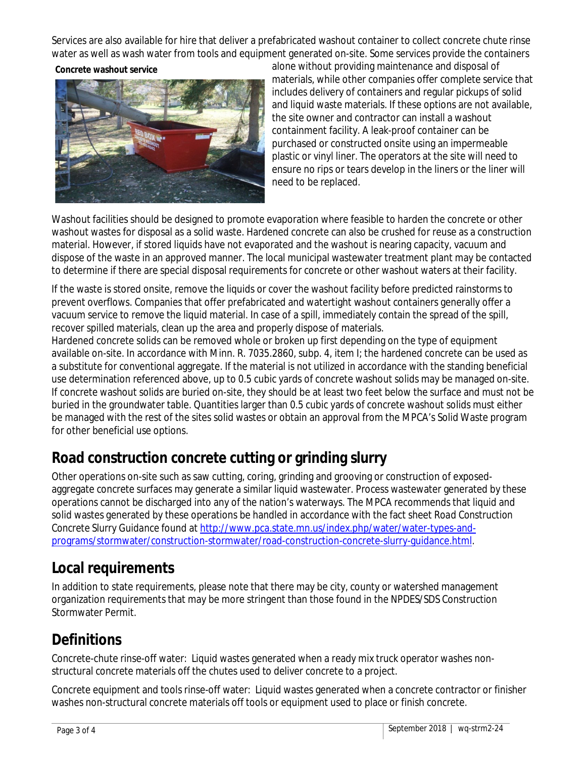Services are also available for hire that deliver a prefabricated washout container to collect concrete chute rinse water as well as wash water from tools and equipment generated on-site. Some services provide the containers alone without providing maintenance and disposal of materials, while other companies offer complete service that includes delivery of containers and regular pickups of solid and liquid waste materials. If these options are not available, the site owner and contractor can install a washout containment facility. A leak-proof container can be purchased or constructed onsite using an impermeable plastic or vinyl liner. The operators at the site will need to ensure no rips or tears develop in the liners or the liner will need to be replaced.

**Concrete washout service**

Washout facilities should be designed to promote evaporation where feasible to harden the concrete or other washout wastes for disposal as a solid waste. Hardened concrete can also be crushed for reuse as a construction material. However, if stored liquids have not evaporated and the washout is nearing capacity, vacuum and dispose of the waste in an approved manner. The local municipal wastewater treatment plant may be contacted to determine if there are special disposal requirements for concrete or other washout waters at their facility.

If the waste is stored onsite, remove the liquids or cover the washout facility before predicted rainstorms to prevent overflows. Companies that offer prefabricated and watertight washout containers generally offer a vacuum service to remove the liquid material. In case of a spill, immediately contain the spread of the spill, recover spilled materials, clean up the area and properly dispose of materials.

Hardened concrete solids can be removed whole or broken up first depending on the type of equipment available on-site. In accordance with Minn. R. 7035.2860, subp. 4, item I; the hardened concrete can be used as a substitute for conventional aggregate. If the material is not utilized in accordance with the standing beneficial use determination referenced above, up to 0.5 cubic yards of concrete washout solids may be managed on-site. If concrete washout solids are buried on-site, they should be at least two feet below the surface and must not be buried in the groundwater table. Quantities larger than 0.5 cubic yards of concrete washout solids must either be managed with the rest of the sites solid wastes or obtain an approval from the MPCA's Solid Waste program for other beneficial use options.

## Road construction concrete cutting or grinding slurry

Other operations on-site such as saw cutting, coring, grinding and grooving or construction of exposed-aggregate concrete surfaces may generate a similar liquid wastewater. Process wastewater generated by these operations cannot be discharged into any of the nation's waterways. The MPCA recommends that liquid and solid wastes generated by these operations be handled in accordance with the fact sheet *Road Construction Concrete Slurry Guidance* found at http://www.pca.state.mn.us/index.php/water/water-types-and-programs/stormwater/construction-stormwater/road-construction-concrete-slurry-guidance.html.

## Local requirements

In addition to state requirements, please note that there may be city, county or watershed management organization requirements that may be more stringent than those found in the NPDES/SDS Construction Stormwater Permit.

## Definitions

Concrete-chute rinse-off water: Liquid wastes generated when a ready mix truck operator washes non-structural concrete materials off the chutes used to deliver concrete to a project.

Concrete equipment and tools rinse-off water: Liquid wastes generated when a concrete contractor or finisher washes non-structural concrete materials off tools or equipment used to place or finish concrete.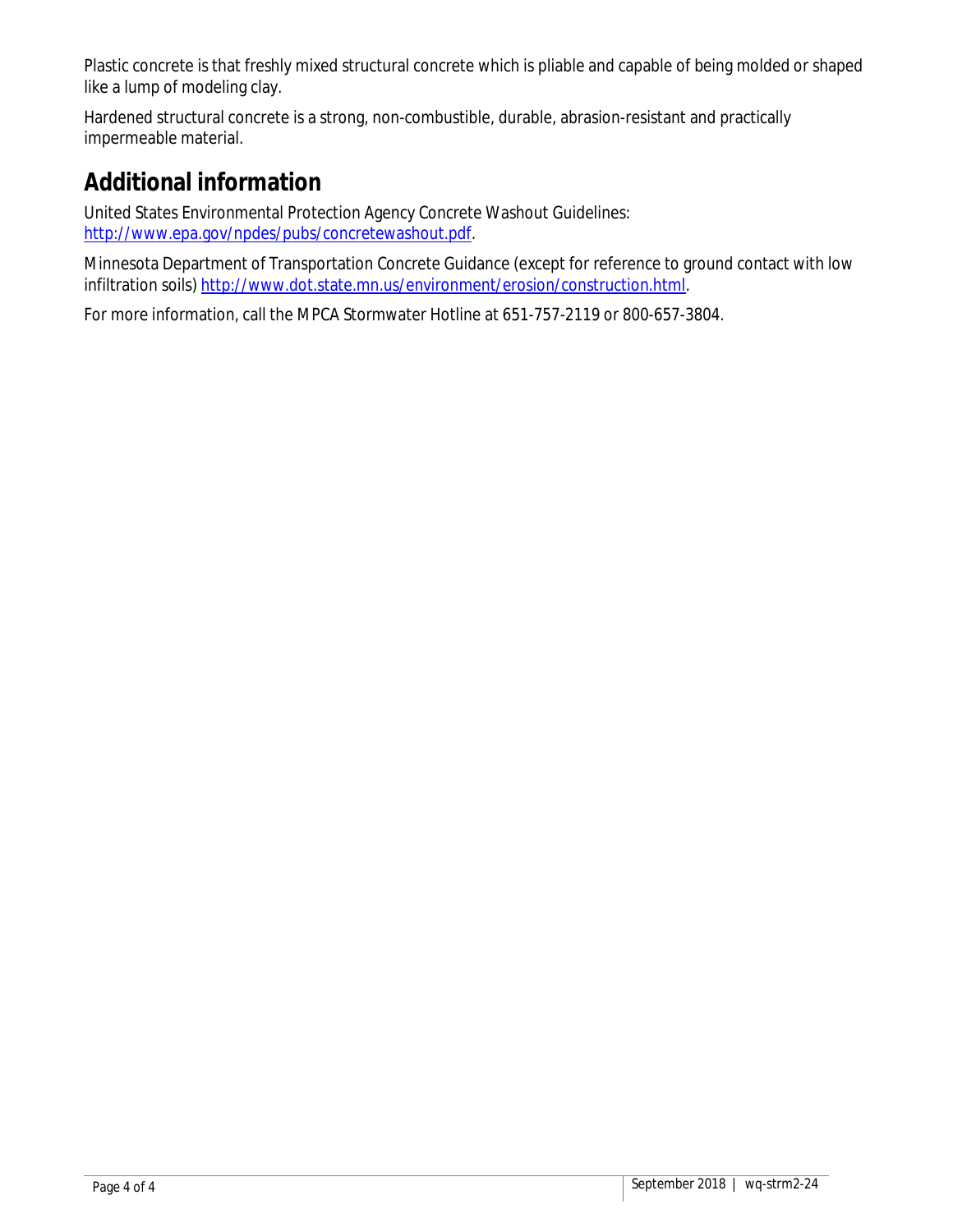Plastic concrete is that freshly mixed structural concrete which is pliable and capable of being molded or shaped like a lump of modeling clay.

Hardened structural concrete is a strong, non-combustible, durable, abrasion-resistant and practically impermeable material.

## Additional information

United States Environmental Protection Agency Concrete Washout Guidelines: http://www.epa.gov/npdes/pubs/concretewashout.pdf.

Minnesota Department of Transportation Concrete Guidance (except for reference to ground contact with low infiltration soils) http://www.dot.state.mn.us/environment/erosion/construction.html.

For more information, call the MPCA Stormwater Hotline at 651-757-2119 or 800-657-3804.